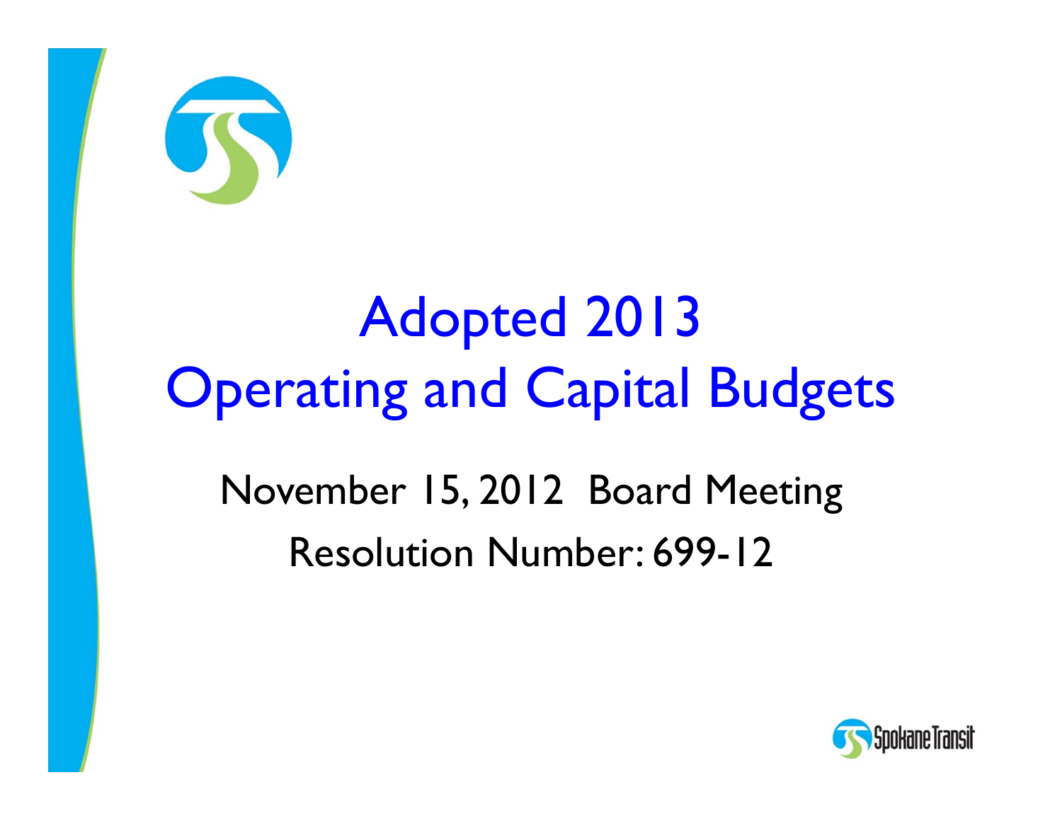# Adopted 2013 Operating and Capital Budgets

November 15, 2012 Board Meeting

Resolution Number: 699-12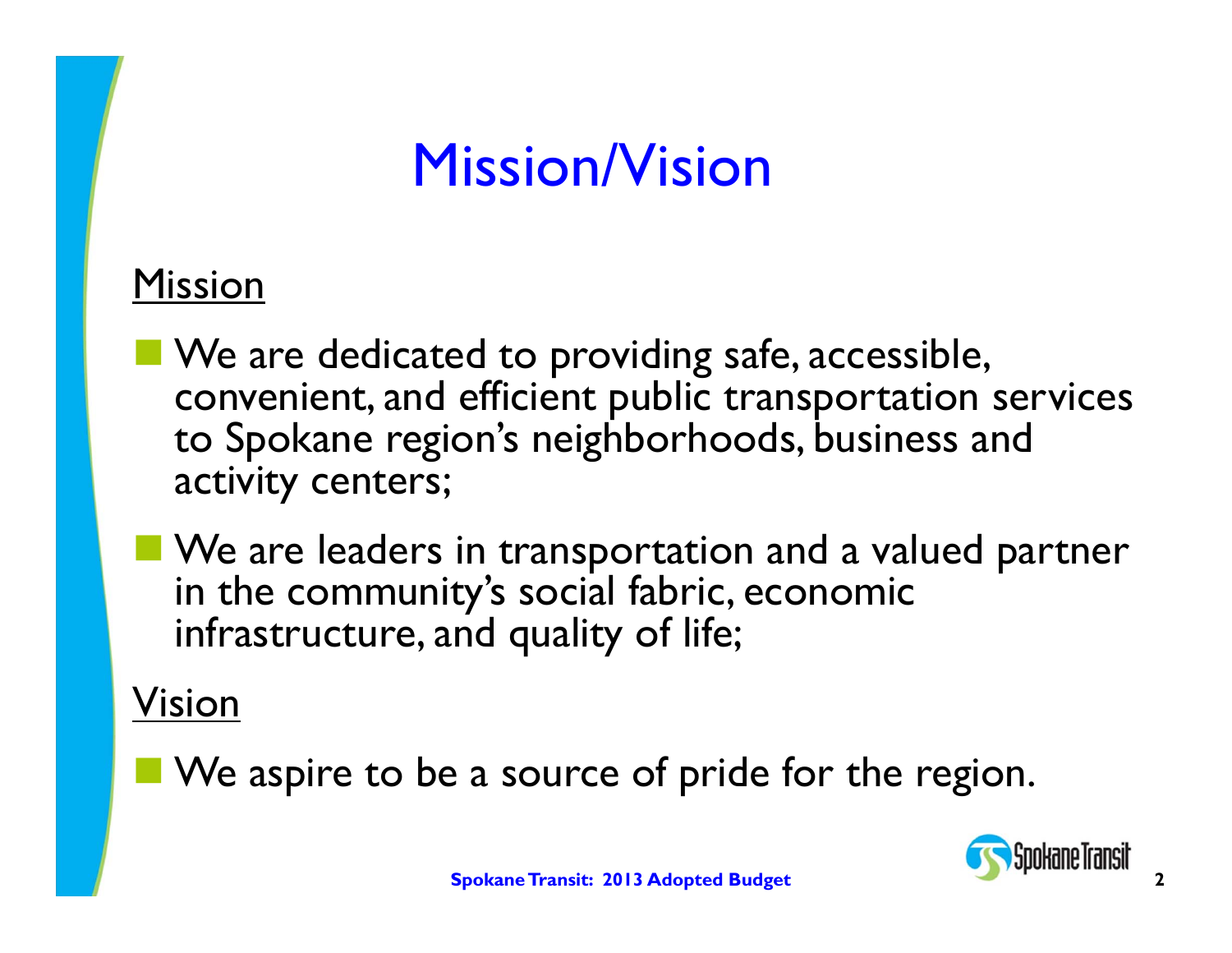# Mission/Vision

## Mission

- We are dedicated to providing safe, accessible, convenient, and efficient public transportation services to Spokane region's neighborhoods, business and activity centers;
- We are leaders in transportation and a valued partner in the community's social fabric, economic infrastructure, and quality of life;

## Vision

- We aspire to be a source of pride for the region.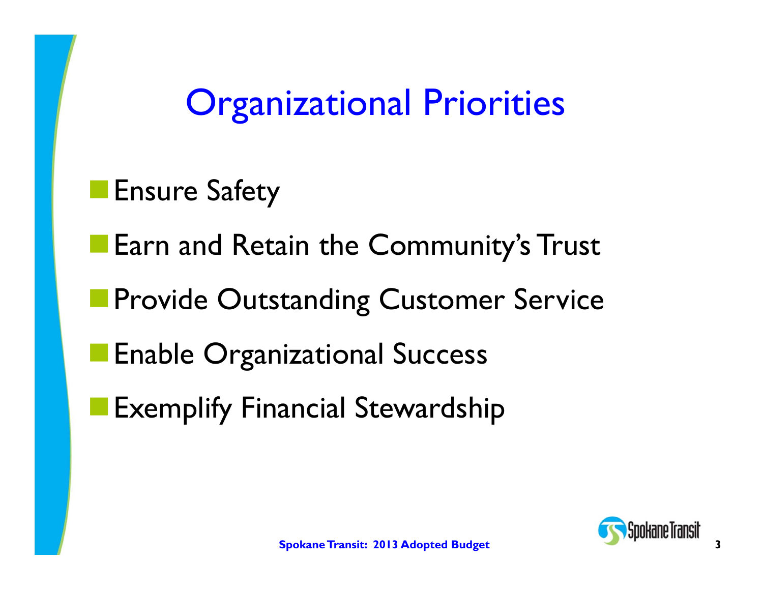# Organizational Priorities

- Ensure Safety
- Earn and Retain the Community's Trust
- Provide Outstanding Customer Service
- Enable Organizational Success
- Exemplify Financial Stewardship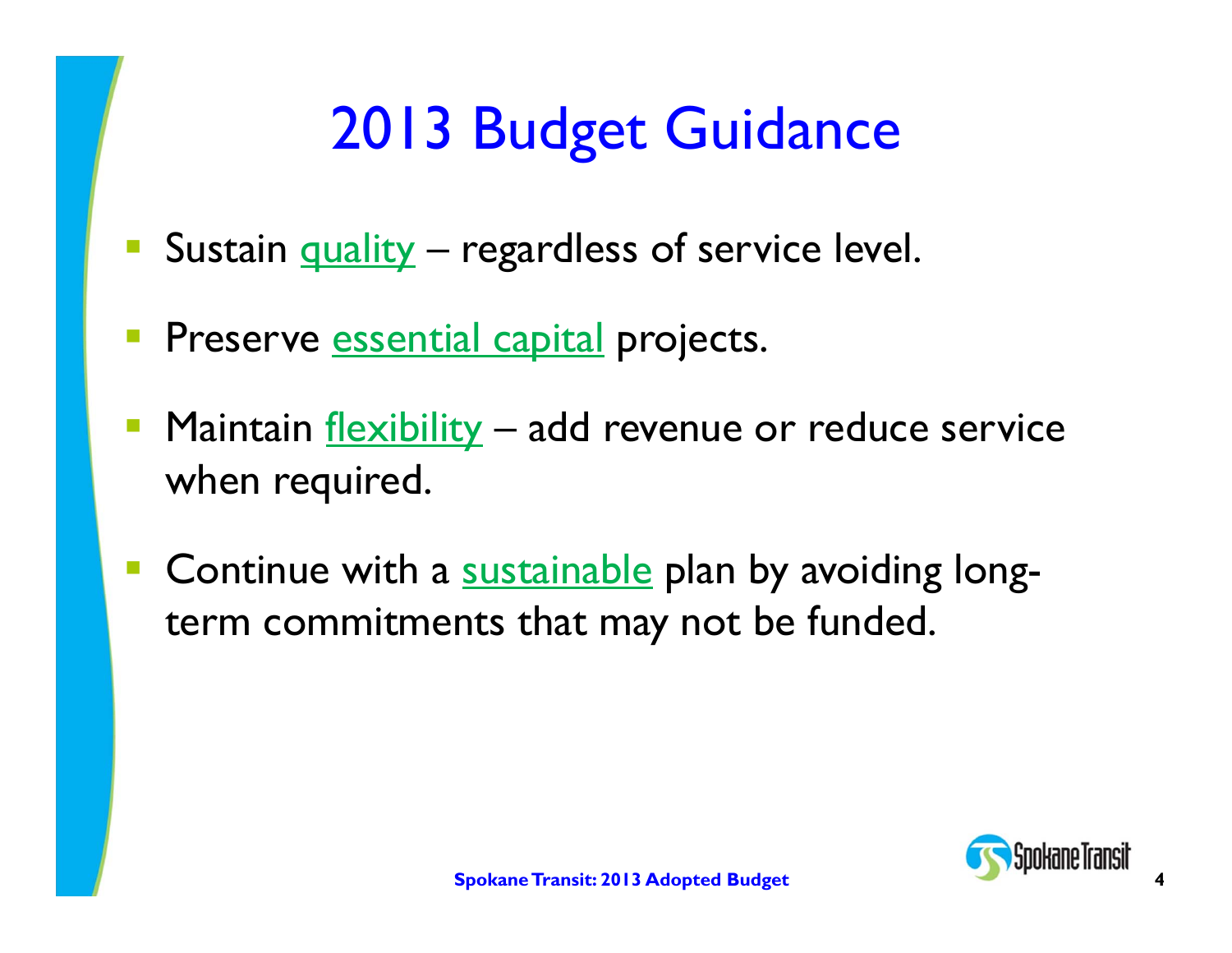# 2013 Budget Guidance

- Sustain quality – regardless of service level.
- Preserve essential capital projects.
- Maintain flexibility – add revenue or reduce service when required.
- Continue with a sustainable plan by avoiding long-term commitments that may not be funded.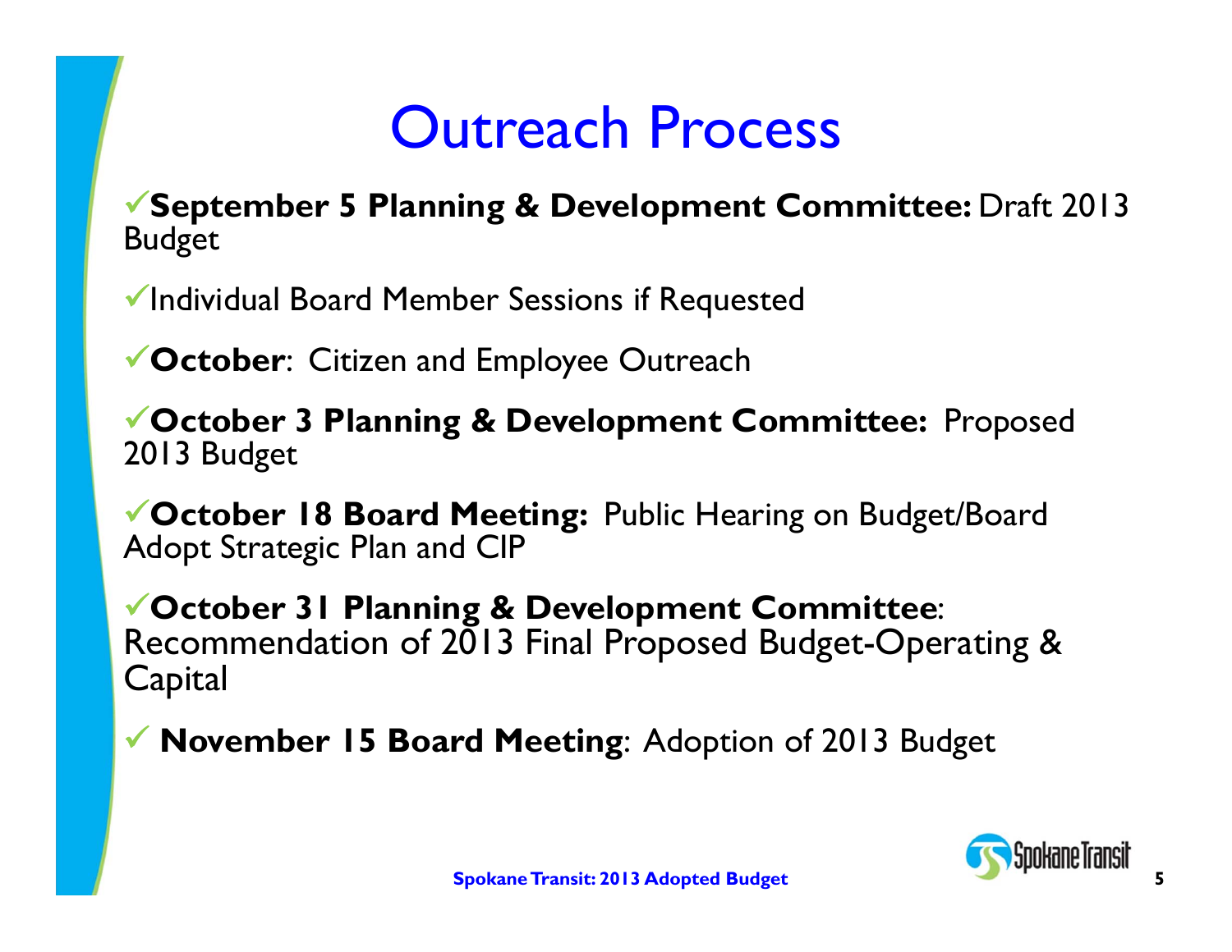# Outreach Process

- ✓**September 5 Planning & Development Committee:** Draft 2013 Budget
- ✓Individual Board Member Sessions if Requested
- ✓**October**: Citizen and Employee Outreach
- ✓**October 3 Planning & Development Committee:** Proposed 2013 Budget
- ✓**October 18 Board Meeting:** Public Hearing on Budget/Board Adopt Strategic Plan and CIP
- ✓**October 31 Planning & Development Committee**: Recommendation of 2013 Final Proposed Budget-Operating & Capital
- ✓ **November 15 Board Meeting**: Adoption of 2013 Budget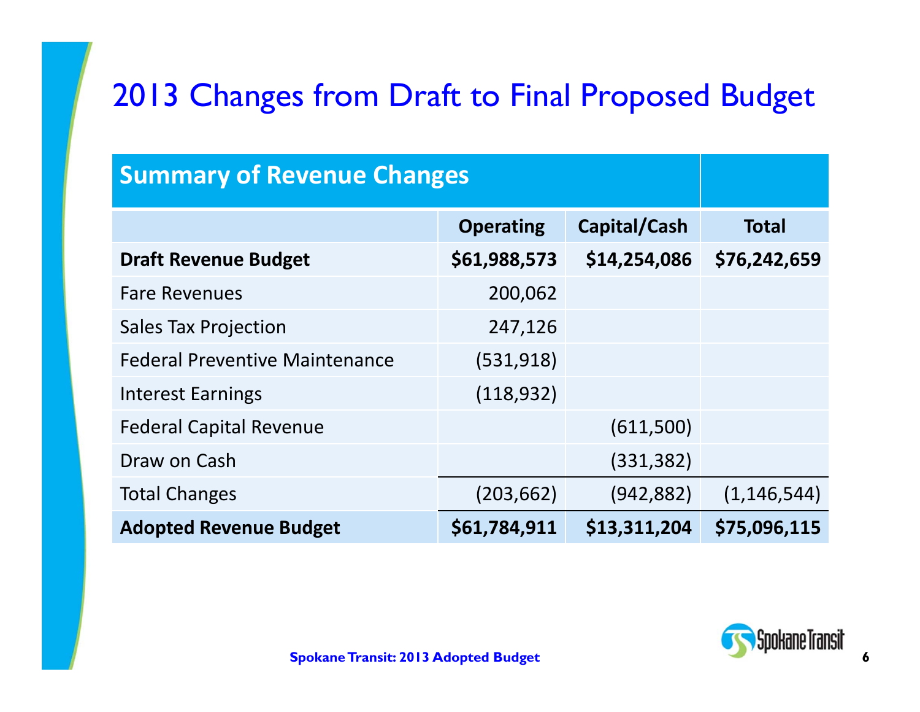# 2013 Changes from Draft to Final Proposed Budget

| Summary of Revenue Changes | | | |
|---|---|---|---|
| | **Operating** | **Capital/Cash** | **Total** |
| **Draft Revenue Budget** | **$61,988,573** | **$14,254,086** | **$76,242,659** |
| Fare Revenues | 200,062 | | |
| Sales Tax Projection | 247,126 | | |
| Federal Preventive Maintenance | (531,918) | | |
| Interest Earnings | (118,932) | | |
| Federal Capital Revenue | | (611,500) | |
| Draw on Cash | | (331,382) | |
| Total Changes | (203,662) | (942,882) | (1,146,544) |
| **Adopted Revenue Budget** | **$61,784,911** | **$13,311,204** | **$75,096,115** |

**Spokane Transit: 2013 Adopted Budget**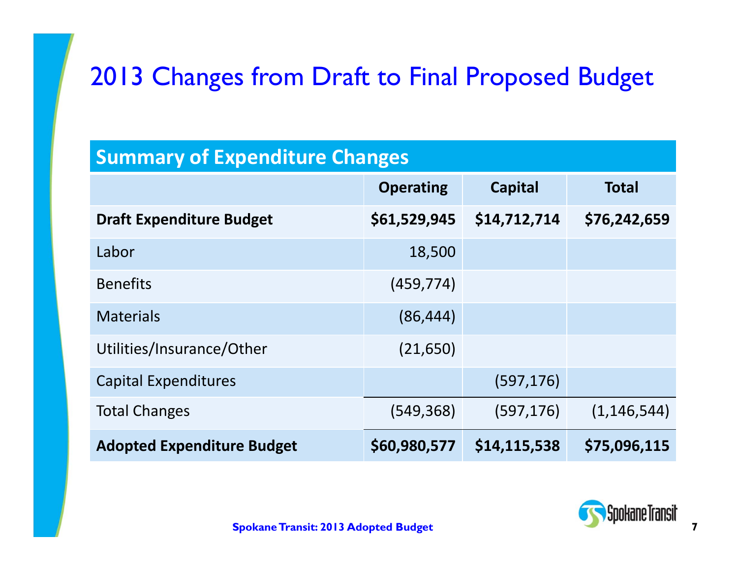# 2013 Changes from Draft to Final Proposed Budget

| Summary of Expenditure Changes | | | |
|---|---|---|---|
| | **Operating** | **Capital** | **Total** |
| **Draft Expenditure Budget** | **$61,529,945** | **$14,712,714** | **$76,242,659** |
| Labor | 18,500 | | |
| Benefits | (459,774) | | |
| Materials | (86,444) | | |
| Utilities/Insurance/Other | (21,650) | | |
| Capital Expenditures | | (597,176) | |
| Total Changes | (549,368) | (597,176) | (1,146,544) |
| **Adopted Expenditure Budget** | **$60,980,577** | **$14,115,538** | **$75,096,115** |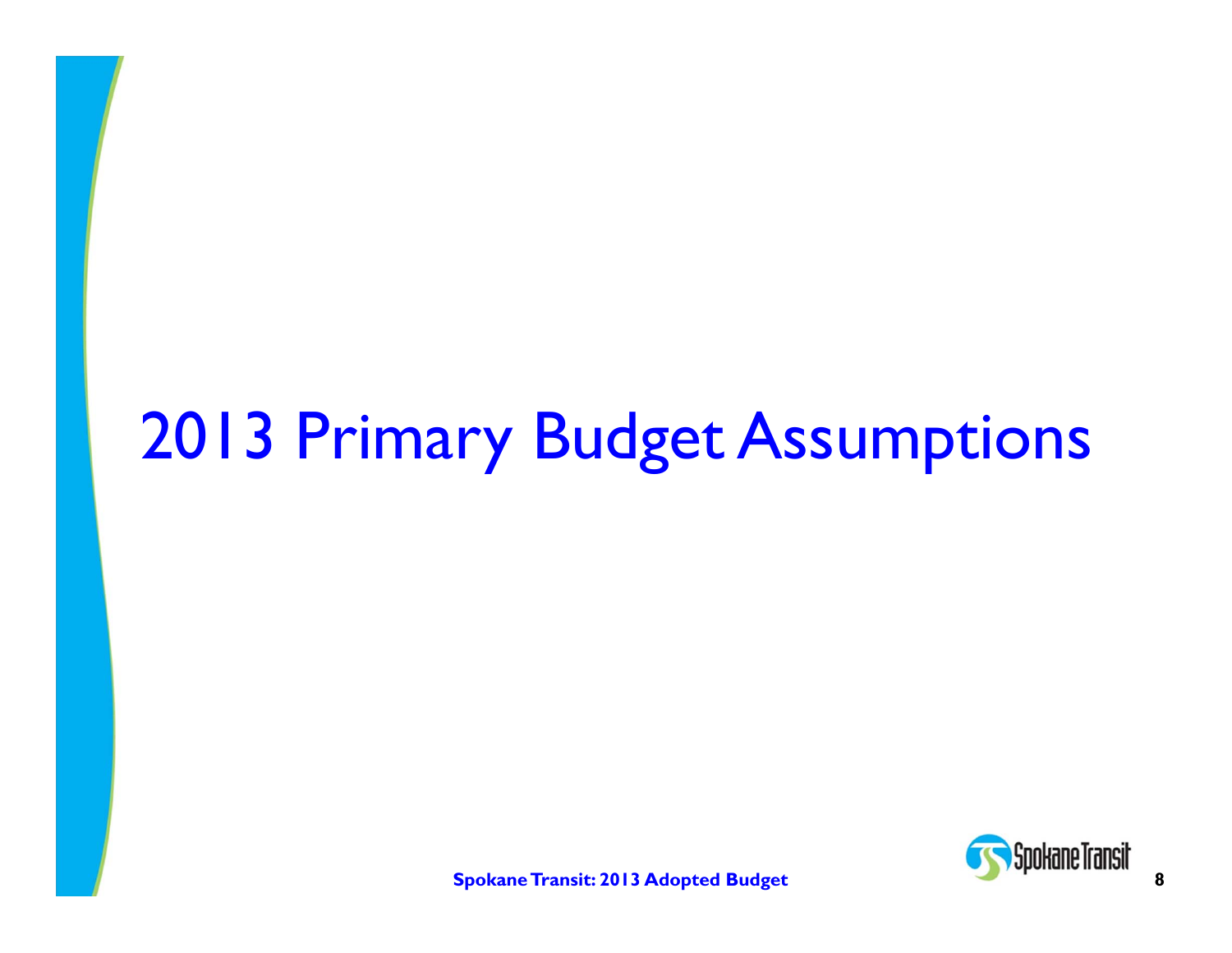# 2013 Primary Budget Assumptions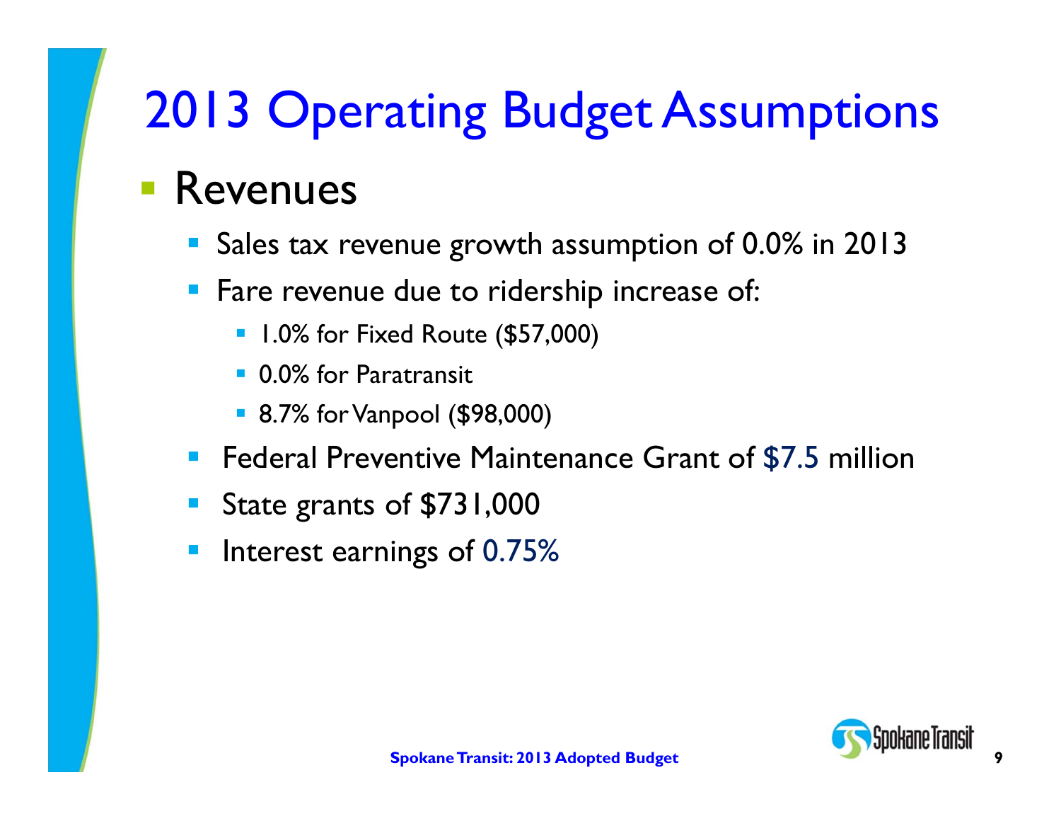# 2013 Operating Budget Assumptions

- Revenues
  - Sales tax revenue growth assumption of 0.0% in 2013
  - Fare revenue due to ridership increase of:
    - 1.0% for Fixed Route ($57,000)
    - 0.0% for Paratransit
    - 8.7% for Vanpool ($98,000)
  - Federal Preventive Maintenance Grant of $7.5 million
  - State grants of $731,000
  - Interest earnings of 0.75%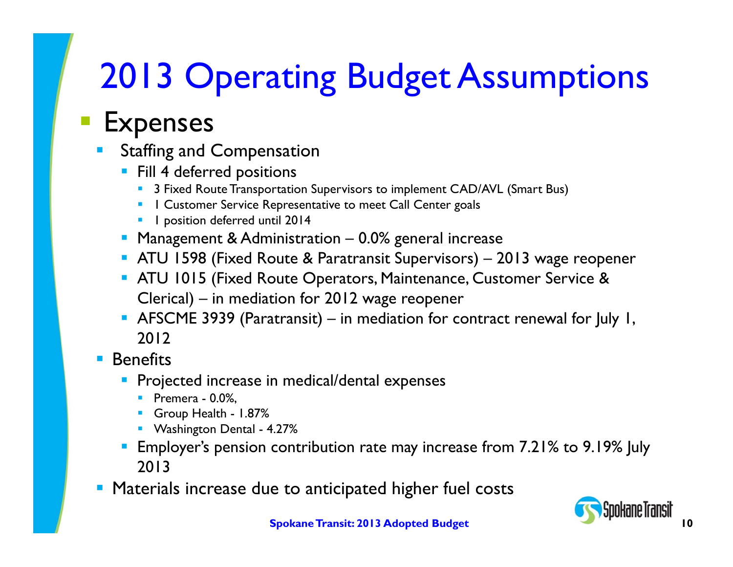# 2013 Operating Budget Assumptions

- Expenses
  - Staffing and Compensation
    - Fill 4 deferred positions
      - 3 Fixed Route Transportation Supervisors to implement CAD/AVL (Smart Bus)
      - 1 Customer Service Representative to meet Call Center goals
      - 1 position deferred until 2014
    - Management & Administration – 0.0% general increase
    - ATU 1598 (Fixed Route & Paratransit Supervisors) – 2013 wage reopener
    - ATU 1015 (Fixed Route Operators, Maintenance, Customer Service & Clerical) – in mediation for 2012 wage reopener
    - AFSCME 3939 (Paratransit) – in mediation for contract renewal for July 1, 2012
  - Benefits
    - Projected increase in medical/dental expenses
      - Premera - 0.0%,
      - Group Health - 1.87%
      - Washington Dental - 4.27%
    - Employer's pension contribution rate may increase from 7.21% to 9.19% July 2013
  - Materials increase due to anticipated higher fuel costs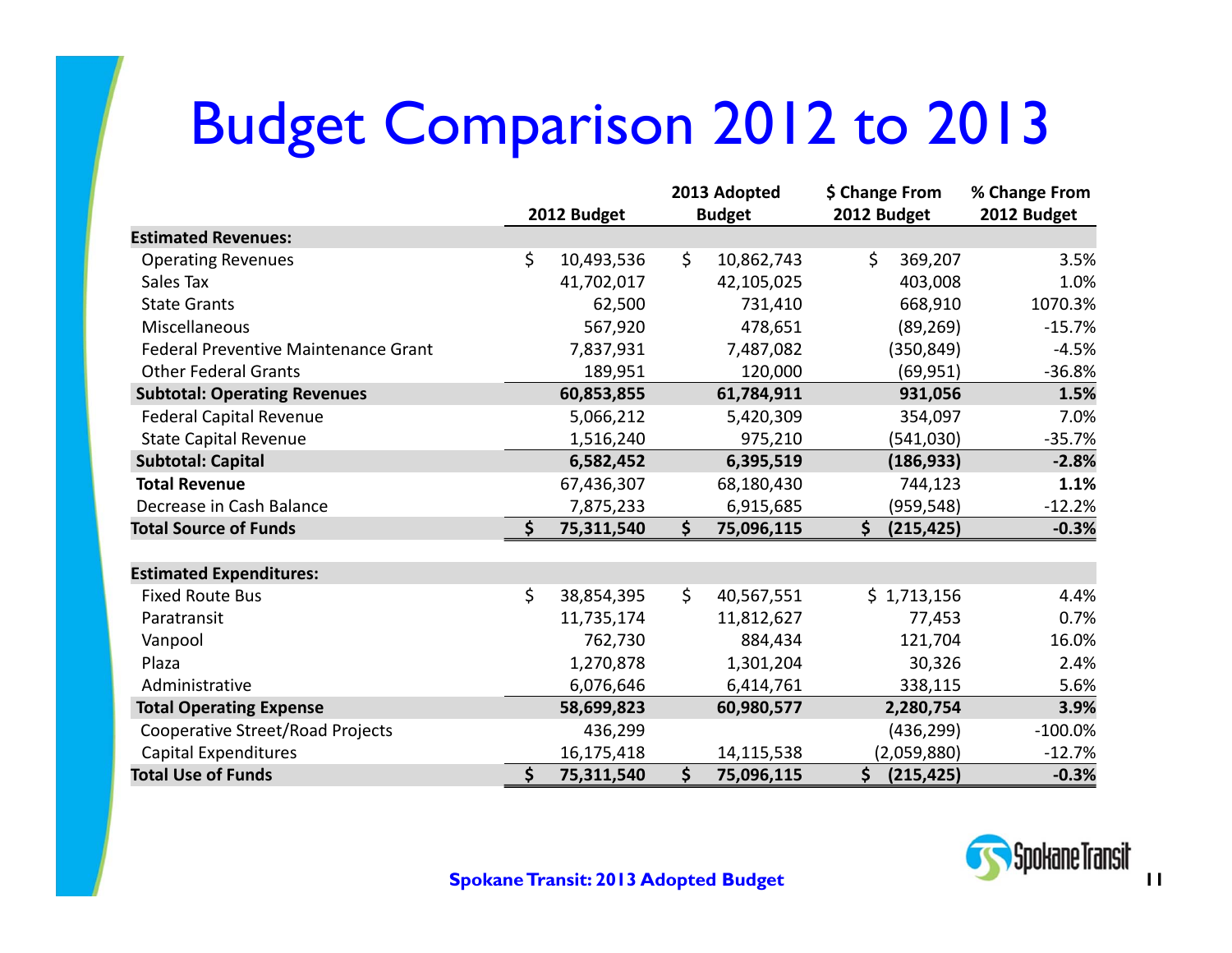# Budget Comparison 2012 to 2013

| | 2012 Budget | 2013 Adopted Budget | $ Change From 2012 Budget | % Change From 2012 Budget |
|---|---|---|---|---|
| **Estimated Revenues:** | | | | |
| Operating Revenues | $ 10,493,536 | $ 10,862,743 | $ 369,207 | 3.5% |
| Sales Tax | 41,702,017 | 42,105,025 | 403,008 | 1.0% |
| State Grants | 62,500 | 731,410 | 668,910 | 1070.3% |
| Miscellaneous | 567,920 | 478,651 | (89,269) | -15.7% |
| Federal Preventive Maintenance Grant | 7,837,931 | 7,487,082 | (350,849) | -4.5% |
| Other Federal Grants | 189,951 | 120,000 | (69,951) | -36.8% |
| **Subtotal: Operating Revenues** | **60,853,855** | **61,784,911** | **931,056** | **1.5%** |
| Federal Capital Revenue | 5,066,212 | 5,420,309 | 354,097 | 7.0% |
| State Capital Revenue | 1,516,240 | 975,210 | (541,030) | -35.7% |
| **Subtotal: Capital** | **6,582,452** | **6,395,519** | **(186,933)** | **-2.8%** |
| **Total Revenue** | 67,436,307 | 68,180,430 | 744,123 | **1.1%** |
| Decrease in Cash Balance | 7,875,233 | 6,915,685 | (959,548) | -12.2% |
| **Total Source of Funds** | **$ 75,311,540** | **$ 75,096,115** | **$ (215,425)** | **-0.3%** |
| | | | | |
| **Estimated Expenditures:** | | | | |
| Fixed Route Bus | $ 38,854,395 | $ 40,567,551 | $ 1,713,156 | 4.4% |
| Paratransit | 11,735,174 | 11,812,627 | 77,453 | 0.7% |
| Vanpool | 762,730 | 884,434 | 121,704 | 16.0% |
| Plaza | 1,270,878 | 1,301,204 | 30,326 | 2.4% |
| Administrative | 6,076,646 | 6,414,761 | 338,115 | 5.6% |
| **Total Operating Expense** | **58,699,823** | **60,980,577** | **2,280,754** | **3.9%** |
| Cooperative Street/Road Projects | 436,299 | | (436,299) | -100.0% |
| Capital Expenditures | 16,175,418 | 14,115,538 | (2,059,880) | -12.7% |
| **Total Use of Funds** | **$ 75,311,540** | **$ 75,096,115** | **$ (215,425)** | **-0.3%** |

**Spokane Transit: 2013 Adopted Budget**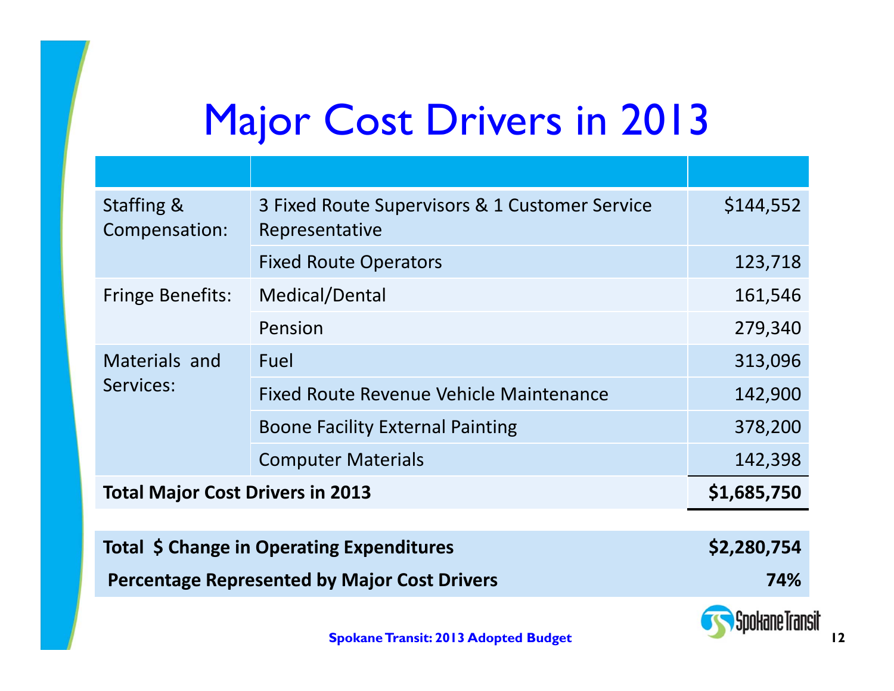# Major Cost Drivers in 2013

| | | |
|---|---|---|
| Staffing & Compensation: | 3 Fixed Route Supervisors & 1 Customer Service Representative | $144,552 |
| | Fixed Route Operators | 123,718 |
| Fringe Benefits: | Medical/Dental | 161,546 |
| | Pension | 279,340 |
| Materials and Services: | Fuel | 313,096 |
| | Fixed Route Revenue Vehicle Maintenance | 142,900 |
| | Boone Facility External Painting | 378,200 |
| | Computer Materials | 142,398 |
| **Total Major Cost Drivers in 2013** | | **$1,685,750** |

| | |
|---|---|
| **Total $ Change in Operating Expenditures** | **$2,280,754** |
| **Percentage Represented by Major Cost Drivers** | **74%** |

**Spokane Transit: 2013 Adopted Budget**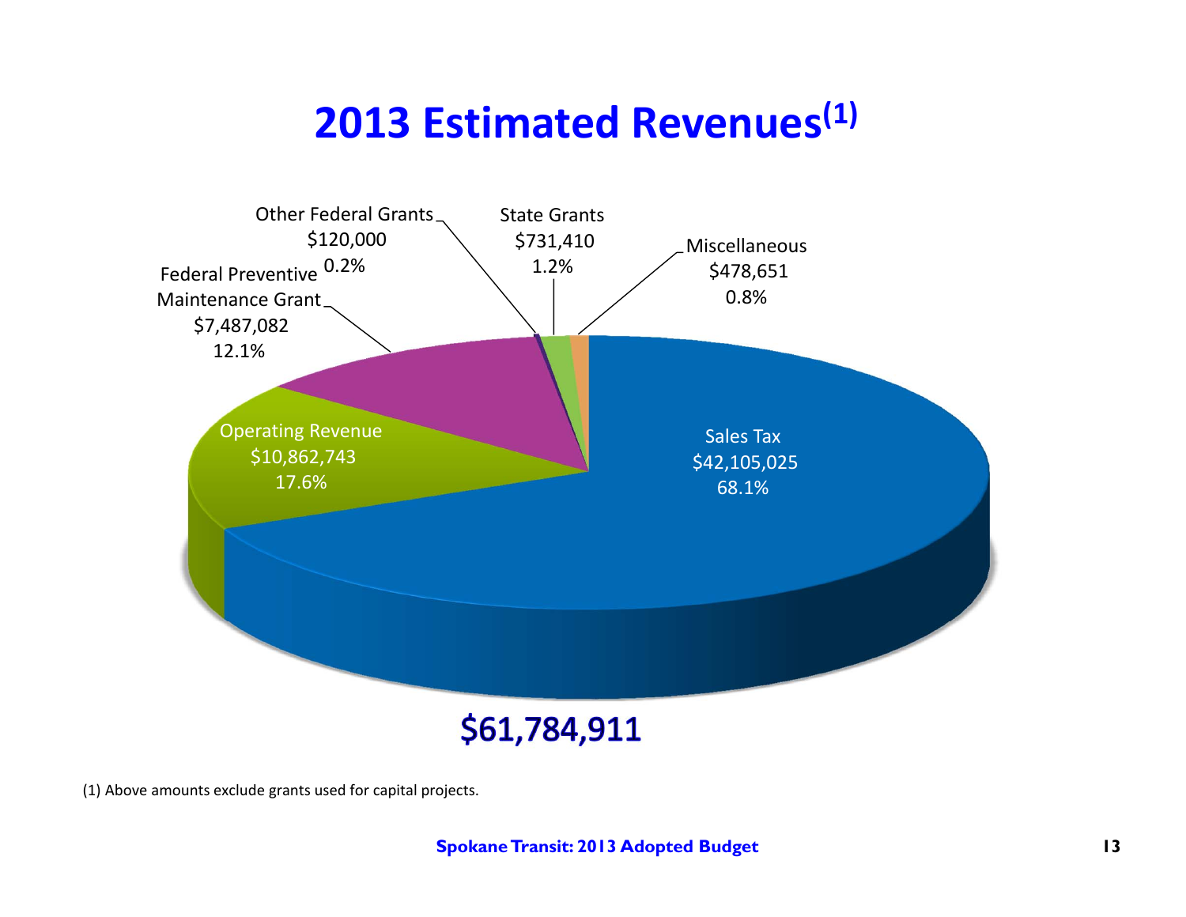# 2013 Estimated Revenues[1]

Other Federal Grants
$120,000
0.2%

State Grants
$731,410
1.2%

Miscellaneous
$478,651
0.8%

Federal Preventive Maintenance Grant
$7,487,082
12.1%

Operating Revenue
$10,862,743
17.6%

Sales Tax
$42,105,025
68.1%

**$61,784,911**

(1) Above amounts exclude grants used for capital projects.

**Spokane Transit: 2013 Adopted Budget**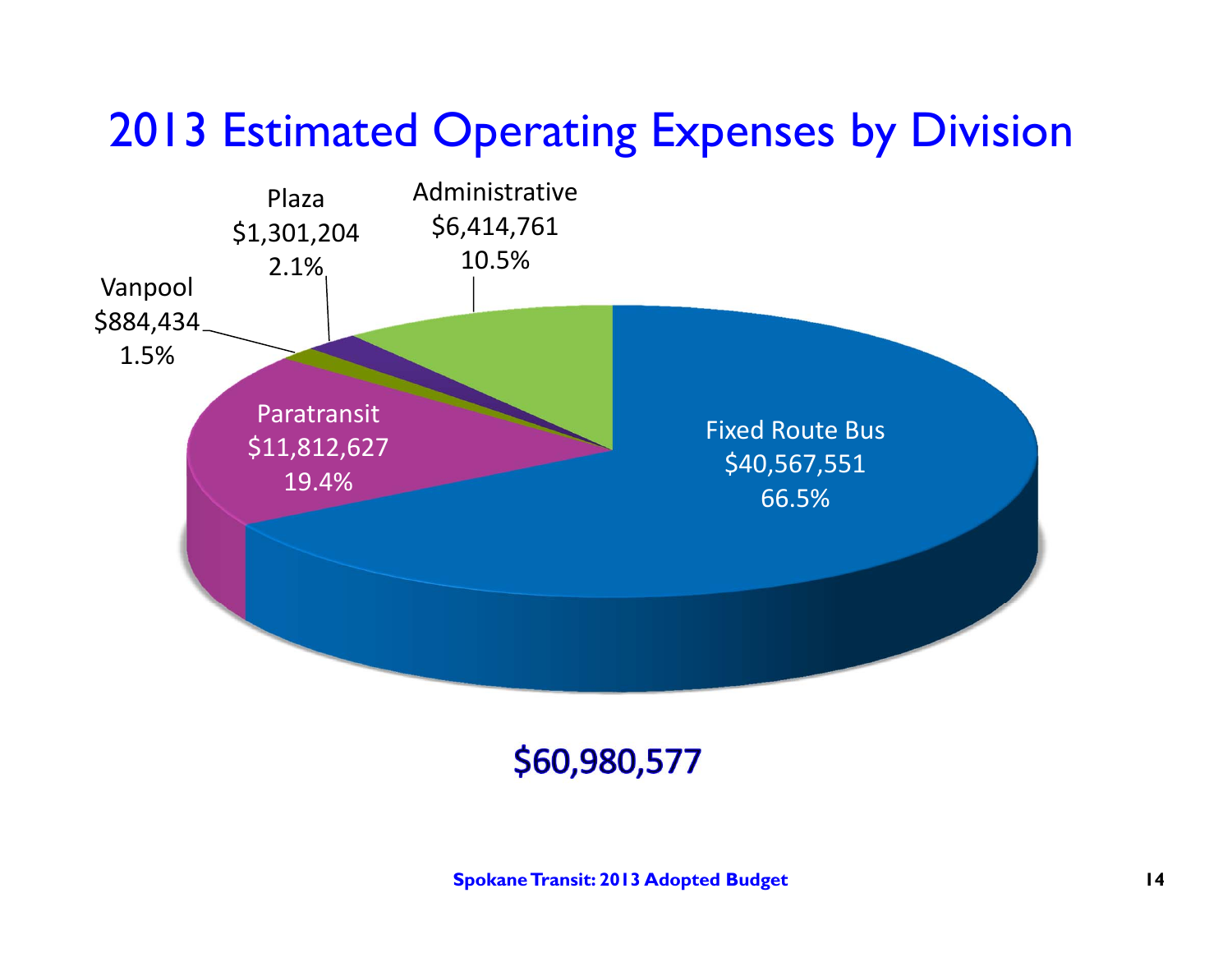# 2013 Estimated Operating Expenses by Division

Plaza
$1,301,204
2.1%

Administrative
$6,414,761
10.5%

Vanpool
$884,434
1.5%

Paratransit
$11,812,627
19.4%

Fixed Route Bus
$40,567,551
66.5%

$60,980,577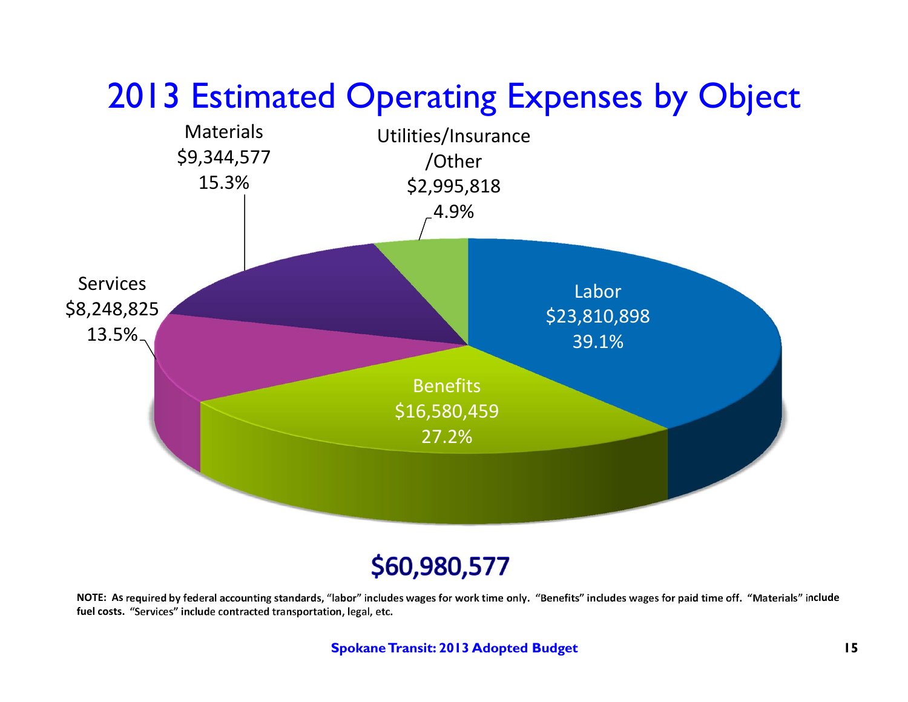# 2013 Estimated Operating Expenses by Object

| Object | Amount | Percent |
|---|---|---|
| Labor | $23,810,898 | 39.1% |
| Benefits | $16,580,459 | 27.2% |
| Services | $8,248,825 | 13.5% |
| Materials | $9,344,577 | 15.3% |
| Utilities/Insurance/Other | $2,995,818 | 4.9% |

**$60,980,577**

**NOTE: As required by federal accounting standards, "labor" includes wages for work time only. "Benefits" includes wages for paid time off. "Materials" include fuel costs. "Services" include contracted transportation, legal, etc.**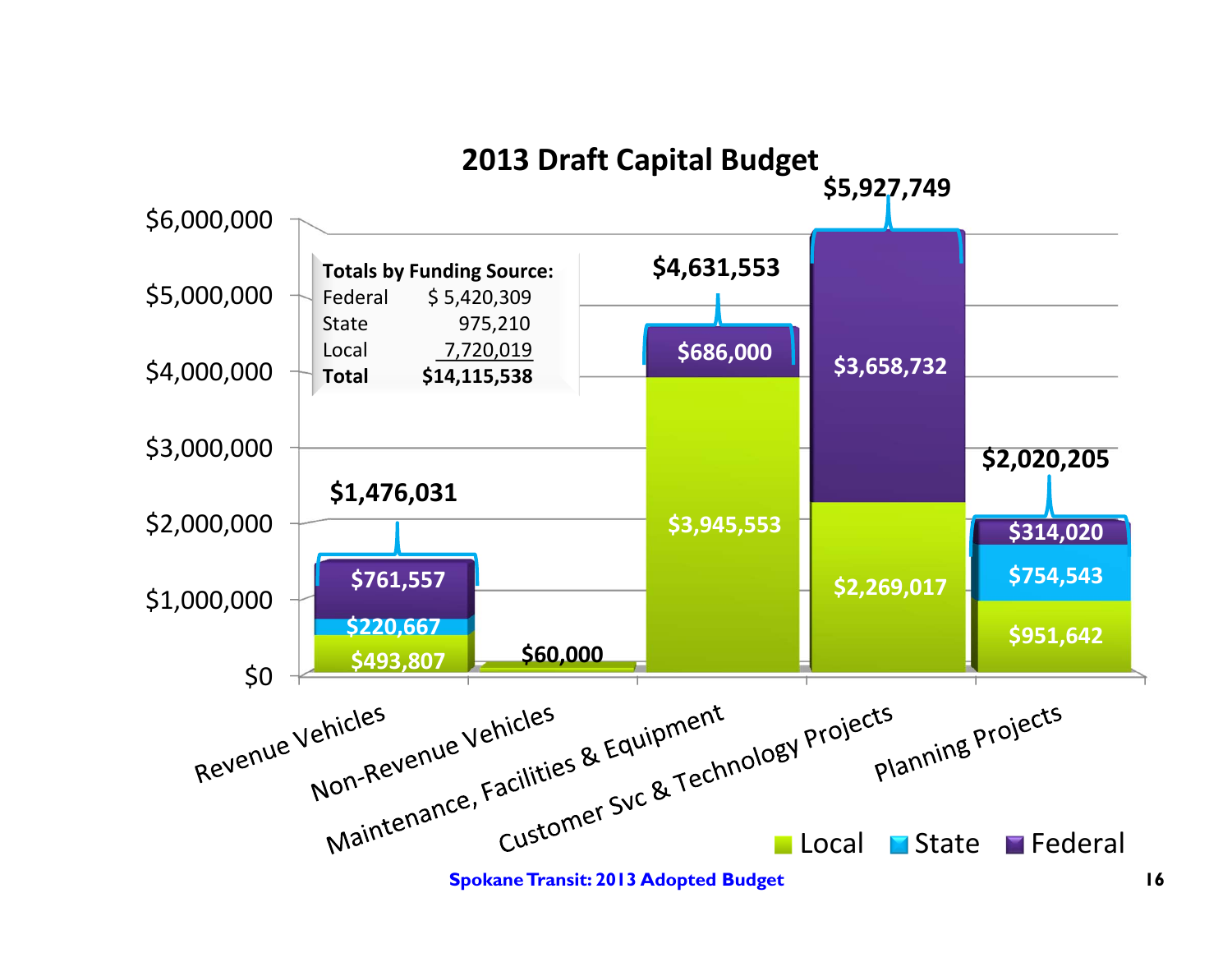## 2013 Draft Capital Budget

**Totals by Funding Source:**

| Source | Amount |
|---|---|
| Federal | $ 5,420,309 |
| State | 975,210 |
| Local | 7,720,019 |
| **Total** | **$14,115,538** |

| Category | Local | State | Federal | Total |
|---|---|---|---|---|
| Revenue Vehicles | $493,807 | $220,667 | $761,557 | $1,476,031 |
| Non-Revenue Vehicles | $60,000 | | | $60,000 |
| Maintenance, Facilities & Equipment | $3,945,553 | | $686,000 | $4,631,553 |
| Customer Svc & Technology Projects | $2,269,017 | | $3,658,732 | $5,927,749 |
| Planning Projects | $951,642 | $754,543 | $314,020 | $2,020,205 |

Spokane Transit: 2013 Adopted Budget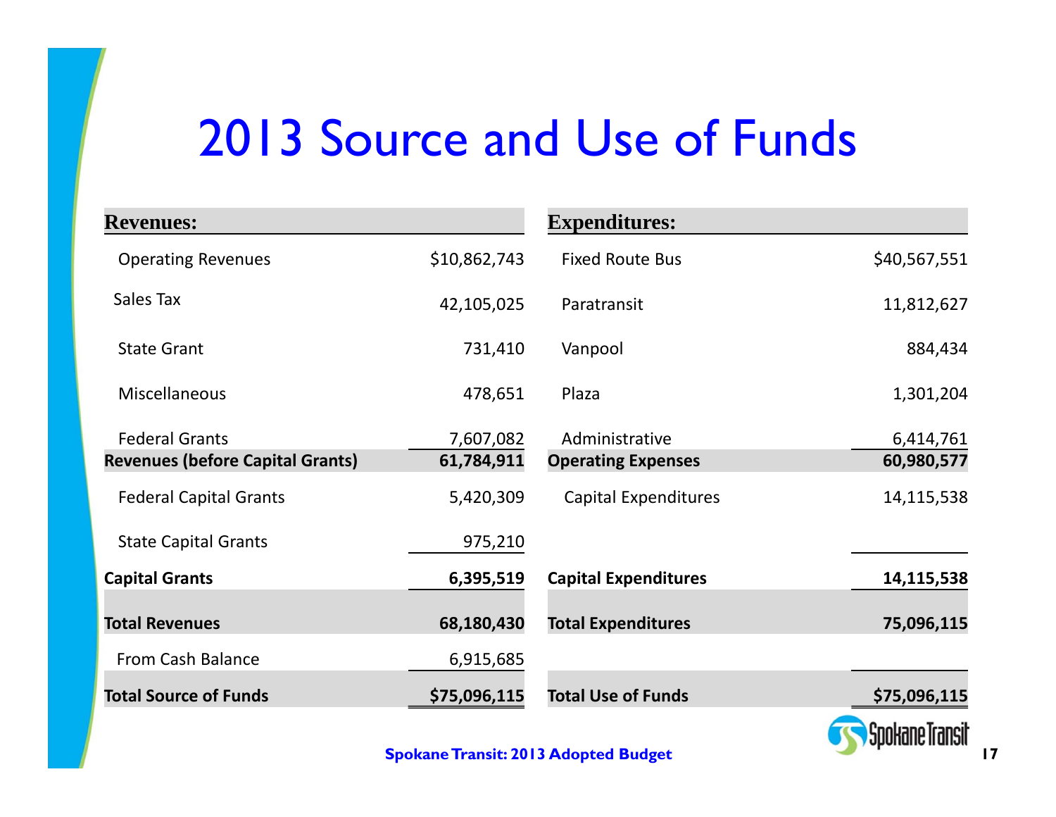# 2013 Source and Use of Funds

| Revenues: | | Expenditures: | |
|---|---|---|---|
| Operating Revenues | $10,862,743 | Fixed Route Bus | $40,567,551 |
| Sales Tax | 42,105,025 | Paratransit | 11,812,627 |
| State Grant | 731,410 | Vanpool | 884,434 |
| Miscellaneous | 478,651 | Plaza | 1,301,204 |
| Federal Grants | 7,607,082 | Administrative | 6,414,761 |
| **Revenues (before Capital Grants)** | **61,784,911** | **Operating Expenses** | **60,980,577** |
| Federal Capital Grants | 5,420,309 | Capital Expenditures | 14,115,538 |
| State Capital Grants | 975,210 | | |
| **Capital Grants** | **6,395,519** | **Capital Expenditures** | **14,115,538** |
| **Total Revenues** | **68,180,430** | **Total Expenditures** | **75,096,115** |
| From Cash Balance | 6,915,685 | | |
| **Total Source of Funds** | **$75,096,115** | **Total Use of Funds** | **$75,096,115** |

**Spokane Transit: 2013 Adopted Budget**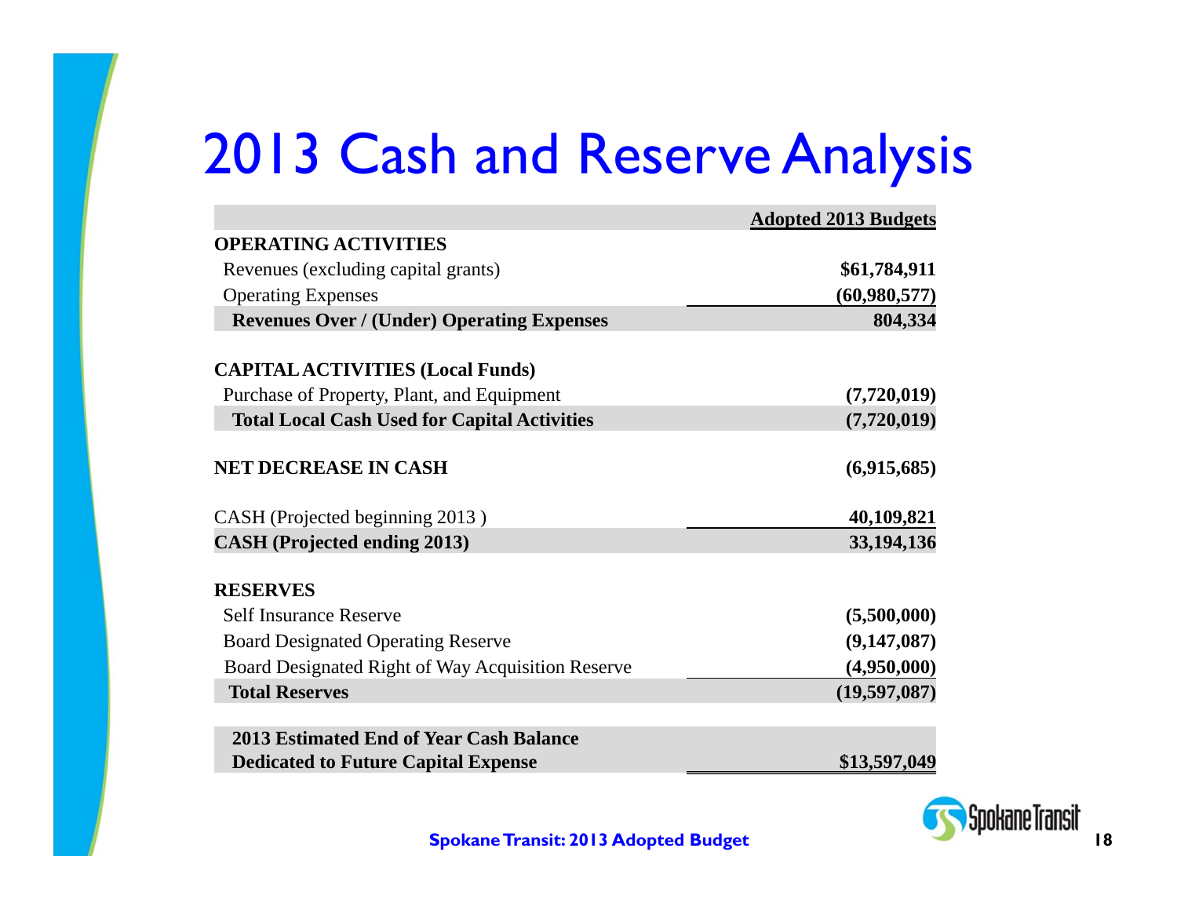# 2013 Cash and Reserve Analysis

| | Adopted 2013 Budgets |
|---|---:|
| **OPERATING ACTIVITIES** | |
| Revenues (excluding capital grants) | **$61,784,911** |
| Operating Expenses | **(60,980,577)** |
| **Revenues Over / (Under) Operating Expenses** | **804,334** |
| | |
| **CAPITAL ACTIVITIES (Local Funds)** | |
| Purchase of Property, Plant, and Equipment | **(7,720,019)** |
| **Total Local Cash Used for Capital Activities** | **(7,720,019)** |
| | |
| **NET DECREASE IN CASH** | **(6,915,685)** |
| | |
| CASH (Projected beginning 2013 ) | **40,109,821** |
| **CASH (Projected ending 2013)** | **33,194,136** |
| | |
| **RESERVES** | |
| Self Insurance Reserve | **(5,500,000)** |
| Board Designated Operating Reserve | **(9,147,087)** |
| Board Designated Right of Way Acquisition Reserve | **(4,950,000)** |
| **Total Reserves** | **(19,597,087)** |
| | |
| **2013 Estimated End of Year Cash Balance Dedicated to Future Capital Expense** | **$13,597,049** |

**Spokane Transit: 2013 Adopted Budget**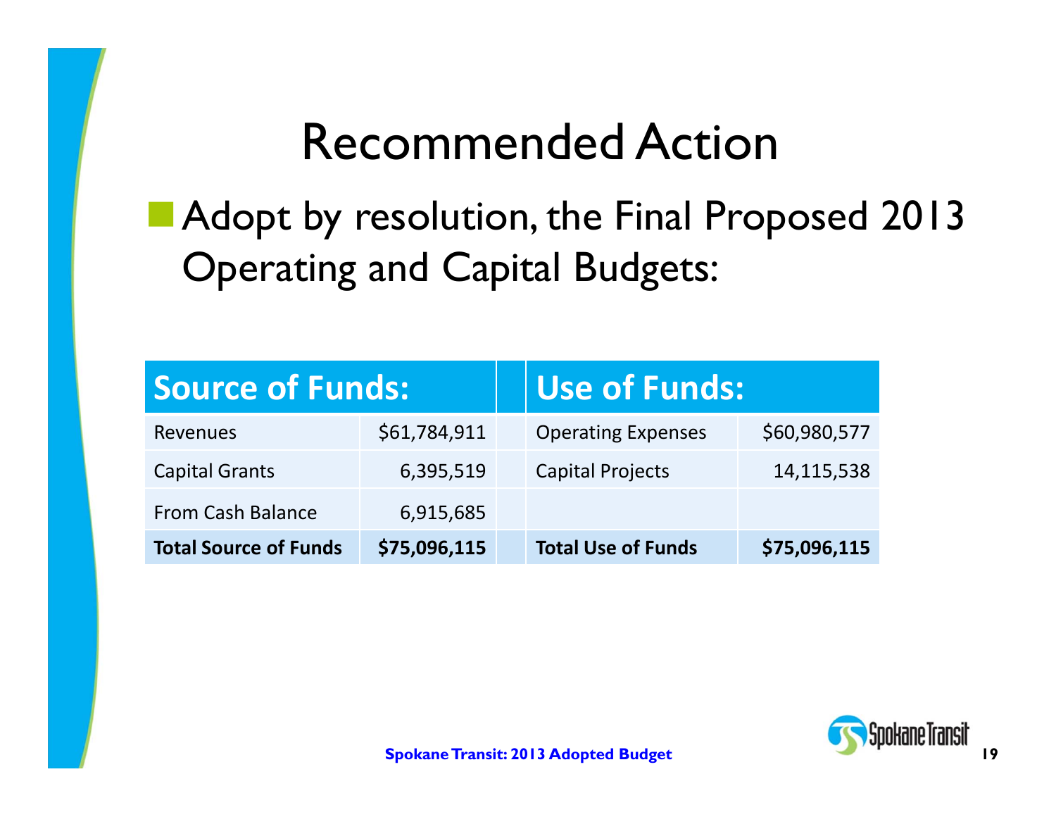# Recommended Action

- Adopt by resolution, the Final Proposed 2013 Operating and Capital Budgets:

| Source of Funds: | | | Use of Funds: | |
|---|---|---|---|---|
| Revenues | $61,784,911 | | Operating Expenses | $60,980,577 |
| Capital Grants | 6,395,519 | | Capital Projects | 14,115,538 |
| From Cash Balance | 6,915,685 | | | |
| **Total Source of Funds** | **$75,096,115** | | **Total Use of Funds** | **$75,096,115** |